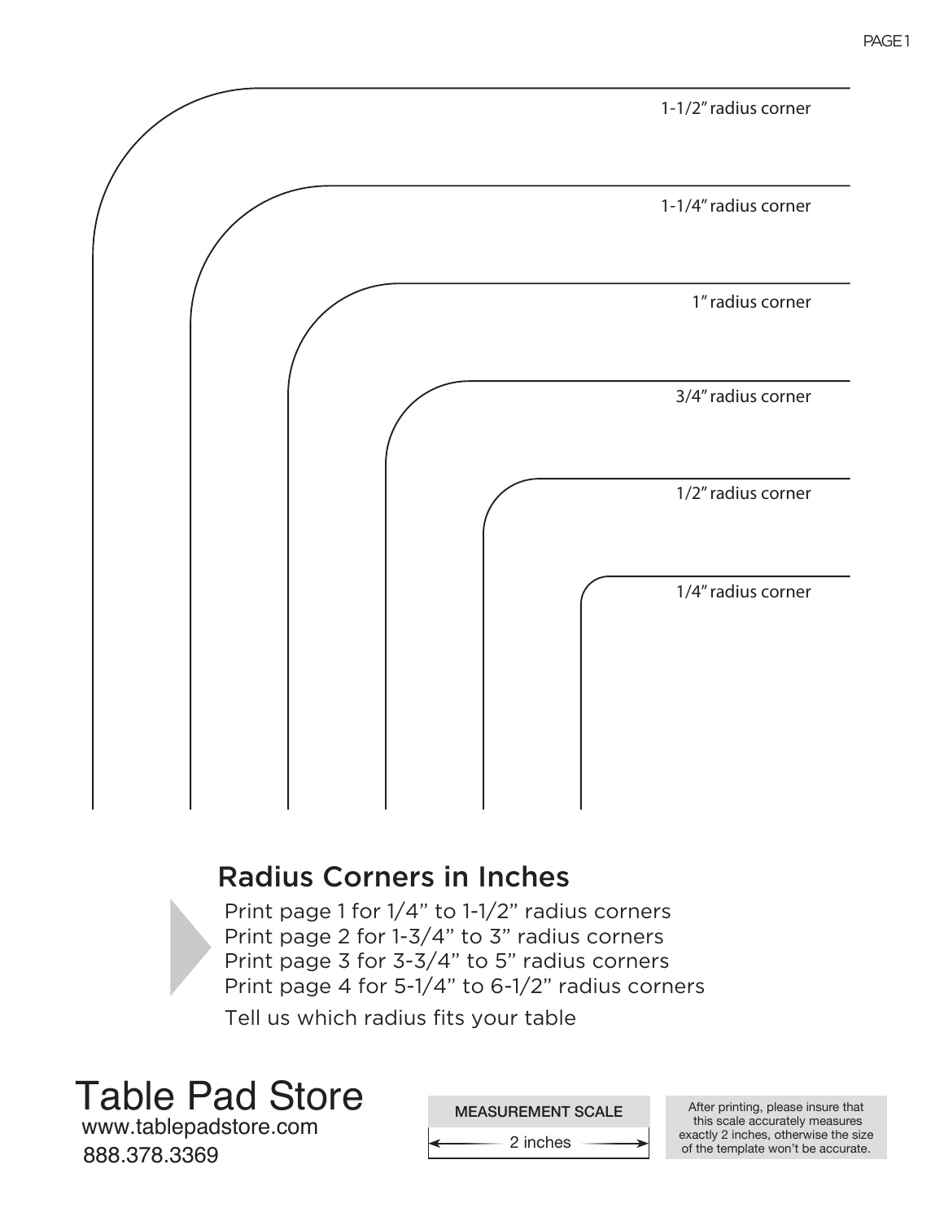1-1/2" radius corner

1-1/4" radius corner

1" radius corner

3/4" radius corner

1/2" radius corner

1/4" radius corner

## Radius Corners in Inches

Print page 1 for 1/4" to 1-1/2" radius corners
Print page 2 for 1-3/4" to 3" radius corners
Print page 3 for 3-3/4" to 5" radius corners
Print page 4 for 5-1/4" to 6-1/2" radius corners

Tell us which radius fits your table

# Table Pad Store

www.tablepadstore.com
888.378.3369

**MEASUREMENT SCALE**

2 inches

After printing, please insure that this scale accurately measures exactly 2 inches, otherwise the size of the template won't be accurate.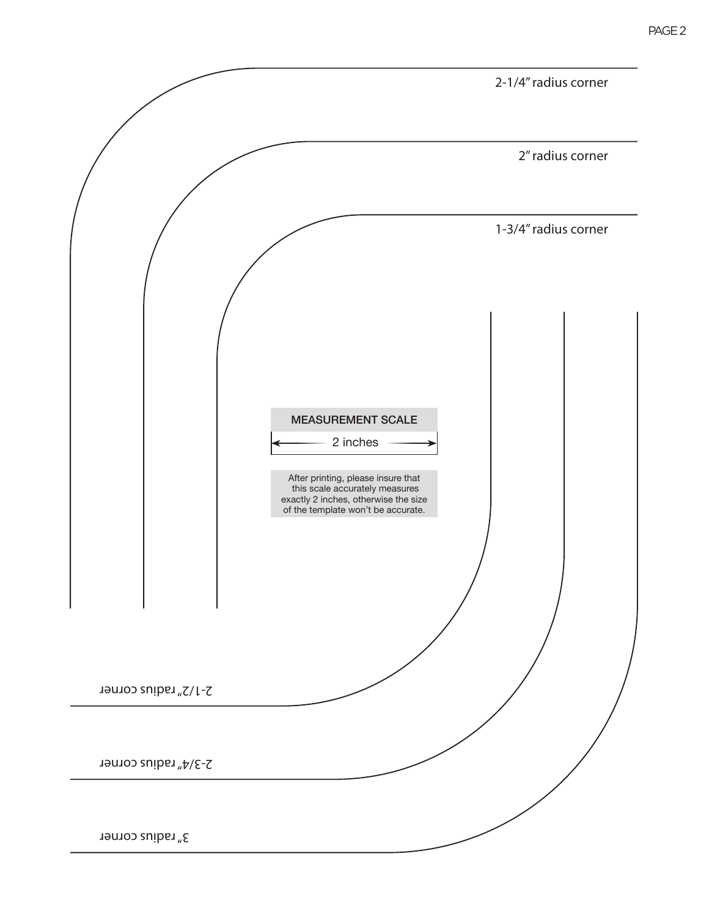2-1/4″ radius corner

2″ radius corner

1-3/4″ radius corner

MEASUREMENT SCALE

2 inches

After printing, please insure that this scale accurately measures exactly 2 inches, otherwise the size of the template won't be accurate.

2-1/2″ radius corner

2-3/4″ radius corner

3″ radius corner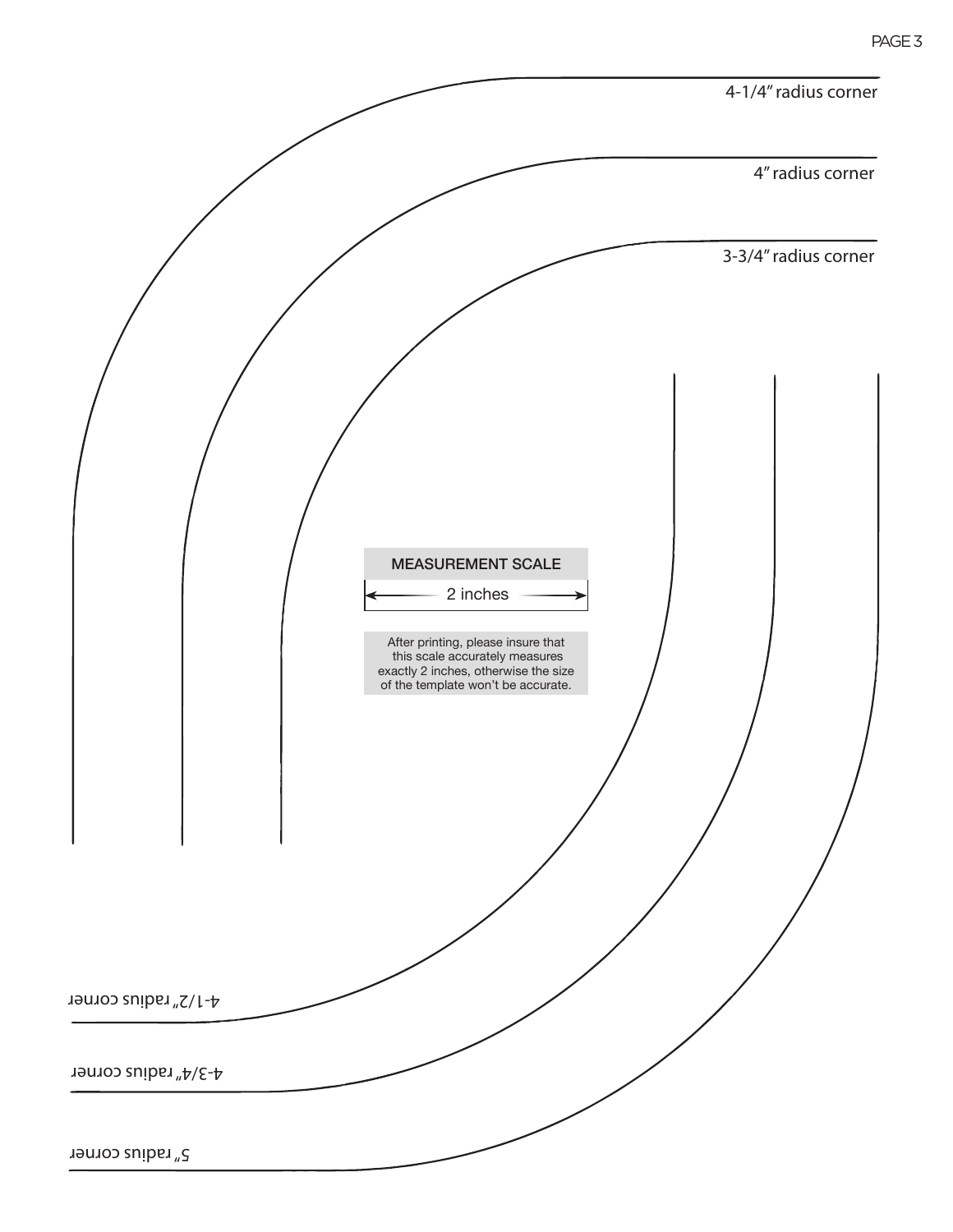4-1/4″ radius corner

4″ radius corner

3-3/4″ radius corner

MEASUREMENT SCALE

2 inches

After printing, please insure that this scale accurately measures exactly 2 inches, otherwise the size of the template won't be accurate.

4-1/2″ radius corner

4-3/4″ radius corner

5″ radius corner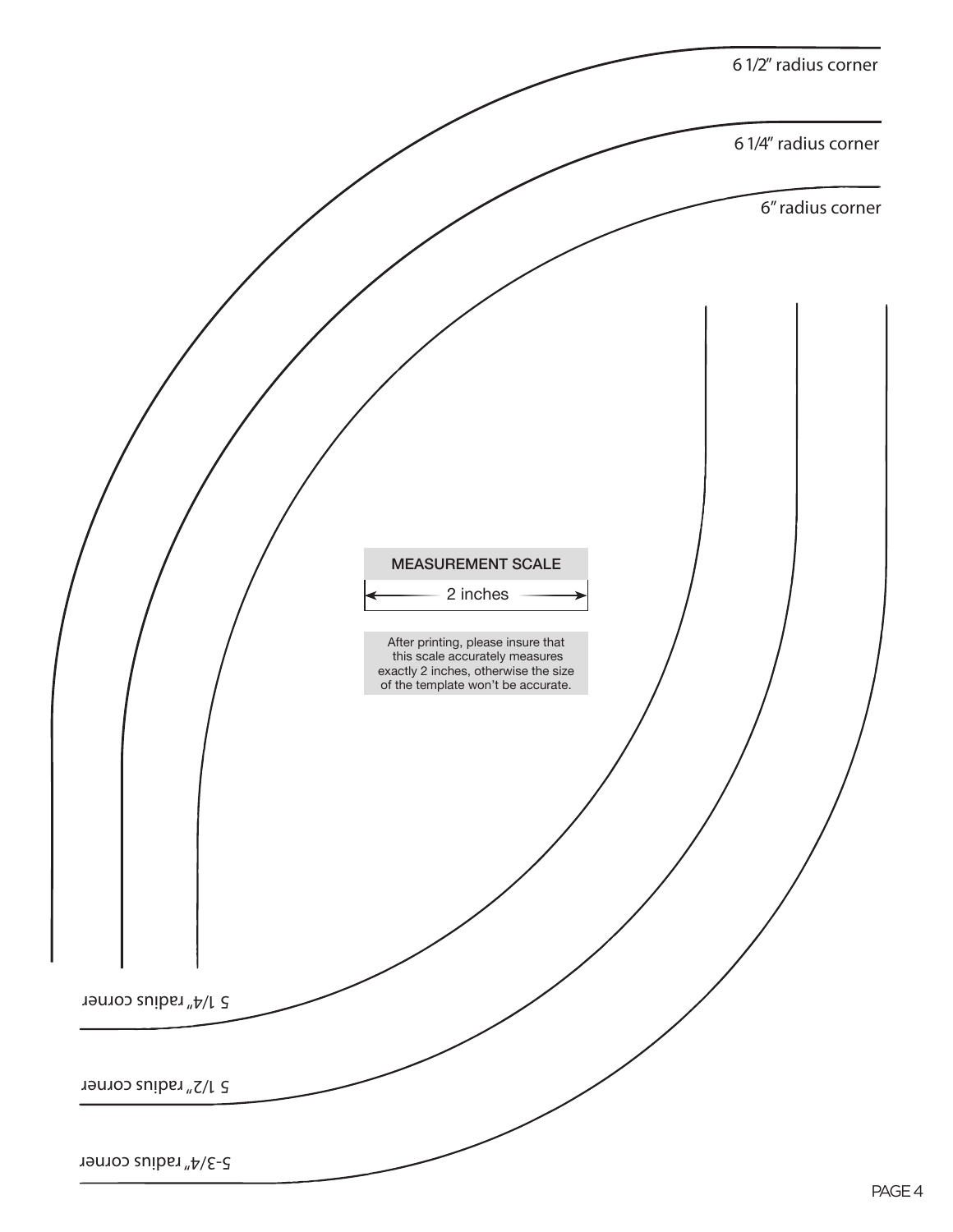6 1/2" radius corner

6 1/4" radius corner

6" radius corner

MEASUREMENT SCALE

2 inches

After printing, please insure that this scale accurately measures exactly 2 inches, otherwise the size of the template won't be accurate.

5 1/4" radius corner

5 1/2" radius corner

5-3/4" radius corner